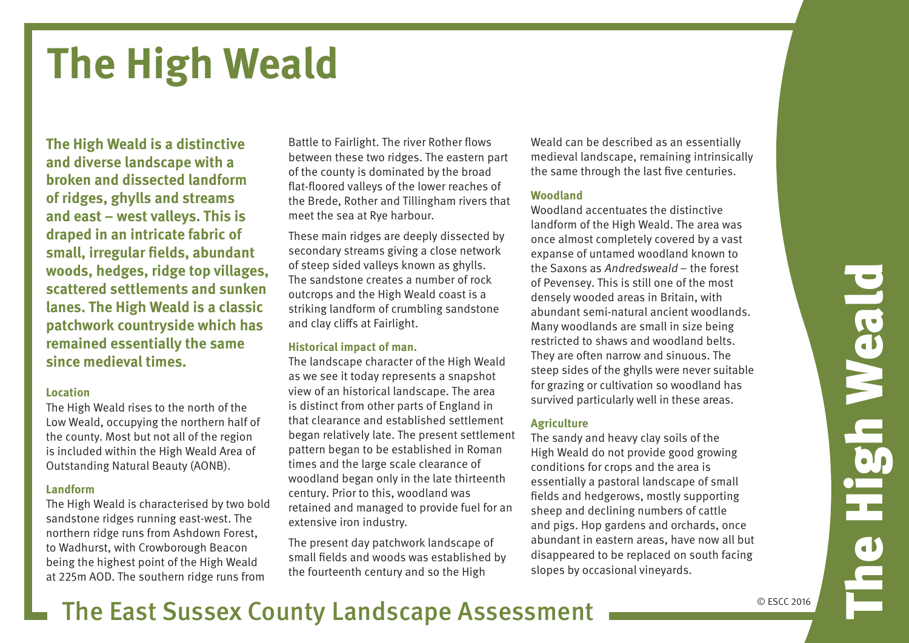# The High Weald

**The High Weald is a distinctive and diverse landscape with a broken and dissected landform of ridges, ghylls and streams and east – west valleys. This is draped in an intricate fabric of small, irregular fields, abundant woods, hedges, ridge top villages, scattered settlements and sunken lanes. The High Weald is a classic patchwork countryside which has remained essentially the same since medieval times.**

### Location

The High Weald rises to the north of the Low Weald, occupying the northern half of the county. Most but not all of the region is included within the High Weald Area of Outstanding Natural Beauty (AONB).

### Landform

The High Weald is characterised by two bold sandstone ridges running east-west. The northern ridge runs from Ashdown Forest, to Wadhurst, with Crowborough Beacon being the highest point of the High Weald at 225m AOD. The southern ridge runs from Battle to Fairlight. The river Rother flows between these two ridges. The eastern part of the county is dominated by the broad flat-floored valleys of the lower reaches of the Brede, Rother and Tillingham rivers that meet the sea at Rye harbour.

These main ridges are deeply dissected by secondary streams giving a close network of steep sided valleys known as ghylls. The sandstone creates a number of rock outcrops and the High Weald coast is a striking landform of crumbling sandstone and clay cliffs at Fairlight.

### Historical impact of man.

The landscape character of the High Weald as we see it today represents a snapshot view of an historical landscape. The area is distinct from other parts of England in that clearance and established settlement began relatively late. The present settlement pattern began to be established in Roman times and the large scale clearance of woodland began only in the late thirteenth century. Prior to this, woodland was retained and managed to provide fuel for an extensive iron industry.

The present day patchwork landscape of small fields and woods was established by the fourteenth century and so the High Weald can be described as an essentially medieval landscape, remaining intrinsically the same through the last five centuries.

### Woodland

Woodland accentuates the distinctive landform of the High Weald. The area was once almost completely covered by a vast expanse of untamed woodland known to the Saxons as *Andredsweald* – the forest of Pevensey. This is still one of the most densely wooded areas in Britain, with abundant semi-natural ancient woodlands. Many woodlands are small in size being restricted to shaws and woodland belts. They are often narrow and sinuous. The steep sides of the ghylls were never suitable for grazing or cultivation so woodland has survived particularly well in these areas.

### Agriculture

The sandy and heavy clay soils of the High Weald do not provide good growing conditions for crops and the area is essentially a pastoral landscape of small fields and hedgerows, mostly supporting sheep and declining numbers of cattle and pigs. Hop gardens and orchards, once abundant in eastern areas, have now all but disappeared to be replaced on south facing slopes by occasional vineyards.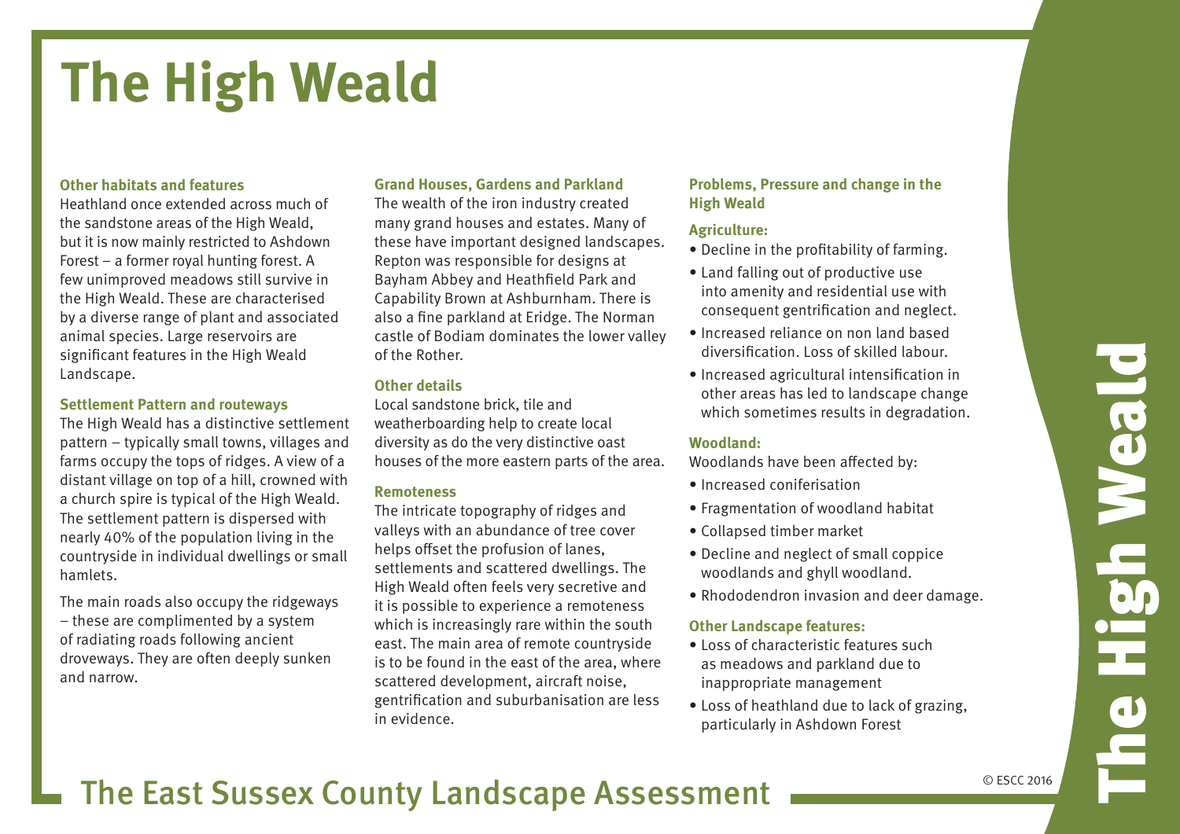# The High Weald

### Other habitats and features

Heathland once extended across much of the sandstone areas of the High Weald, but it is now mainly restricted to Ashdown Forest – a former royal hunting forest. A few unimproved meadows still survive in the High Weald. These are characterised by a diverse range of plant and associated animal species. Large reservoirs are significant features in the High Weald Landscape.

### Settlement Pattern and routeways

The High Weald has a distinctive settlement pattern – typically small towns, villages and farms occupy the tops of ridges. A view of a distant village on top of a hill, crowned with a church spire is typical of the High Weald. The settlement pattern is dispersed with nearly 40% of the population living in the countryside in individual dwellings or small hamlets.

The main roads also occupy the ridgeways – these are complimented by a system of radiating roads following ancient droveways. They are often deeply sunken and narrow.

### Grand Houses, Gardens and Parkland

The wealth of the iron industry created many grand houses and estates. Many of these have important designed landscapes. Repton was responsible for designs at Bayham Abbey and Heathfield Park and Capability Brown at Ashburnham. There is also a fine parkland at Eridge. The Norman castle of Bodiam dominates the lower valley of the Rother.

### Other details

Local sandstone brick, tile and weatherboarding help to create local diversity as do the very distinctive oast houses of the more eastern parts of the area.

### Remoteness

The intricate topography of ridges and valleys with an abundance of tree cover helps offset the profusion of lanes, settlements and scattered dwellings. The High Weald often feels very secretive and it is possible to experience a remoteness which is increasingly rare within the south east. The main area of remote countryside is to be found in the east of the area, where scattered development, aircraft noise, gentrification and suburbanisation are less in evidence.

### Problems, Pressure and change in the High Weald

#### Agriculture:

- Decline in the profitability of farming.
- Land falling out of productive use into amenity and residential use with consequent gentrification and neglect.
- Increased reliance on non land based diversification. Loss of skilled labour.
- Increased agricultural intensification in other areas has led to landscape change which sometimes results in degradation.

#### Woodland:

Woodlands have been affected by:

- Increased coniferisation
- Fragmentation of woodland habitat
- Collapsed timber market
- Decline and neglect of small coppice woodlands and ghyll woodland.
- Rhododendron invasion and deer damage.

#### Other Landscape features:

- Loss of characteristic features such as meadows and parkland due to inappropriate management
- Loss of heathland due to lack of grazing, particularly in Ashdown Forest

© ESCC 2016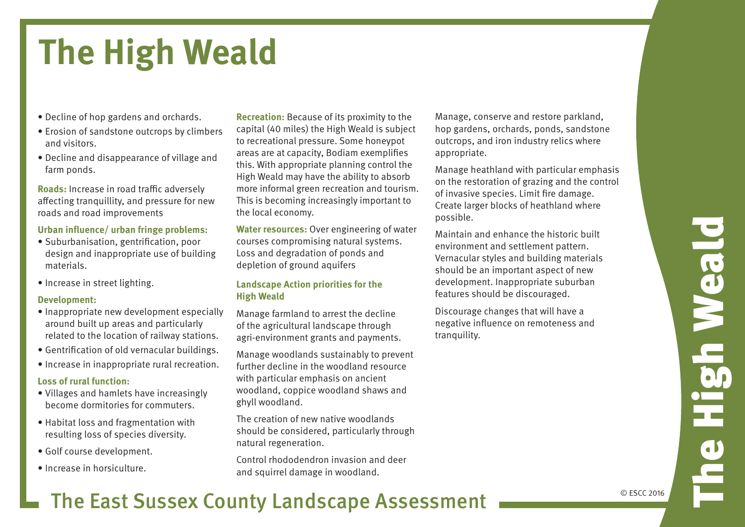# The High Weald

- Decline of hop gardens and orchards.
- Erosion of sandstone outcrops by climbers and visitors.
- Decline and disappearance of village and farm ponds.

**Roads:** Increase in road traffic adversely affecting tranquillity, and pressure for new roads and road improvements

**Urban influence/ urban fringe problems:**

- Suburbanisation, gentrification, poor design and inappropriate use of building materials.
- Increase in street lighting.

**Development:**

- Inappropriate new development especially around built up areas and particularly related to the location of railway stations.
- Gentrification of old vernacular buildings.
- Increase in inappropriate rural recreation.

**Loss of rural function:**

- Villages and hamlets have increasingly become dormitories for commuters.
- Habitat loss and fragmentation with resulting loss of species diversity.
- Golf course development.
- Increase in horsiculture.

**Recreation:** Because of its proximity to the capital (40 miles) the High Weald is subject to recreational pressure. Some honeypot areas are at capacity, Bodiam exemplifies this. With appropriate planning control the High Weald may have the ability to absorb more informal green recreation and tourism. This is becoming increasingly important to the local economy.

**Water resources:** Over engineering of water courses compromising natural systems. Loss and degradation of ponds and depletion of ground aquifers

### Landscape Action priorities for the High Weald

Manage farmland to arrest the decline of the agricultural landscape through agri-environment grants and payments.

Manage woodlands sustainably to prevent further decline in the woodland resource with particular emphasis on ancient woodland, coppice woodland shaws and ghyll woodland.

The creation of new native woodlands should be considered, particularly through natural regeneration.

Control rhododendron invasion and deer and squirrel damage in woodland.

Manage, conserve and restore parkland, hop gardens, orchards, ponds, sandstone outcrops, and iron industry relics where appropriate.

Manage heathland with particular emphasis on the restoration of grazing and the control of invasive species. Limit fire damage. Create larger blocks of heathland where possible.

Maintain and enhance the historic built environment and settlement pattern. Vernacular styles and building materials should be an important aspect of new development. Inappropriate suburban features should be discouraged.

Discourage changes that will have a negative influence on remoteness and tranquility.